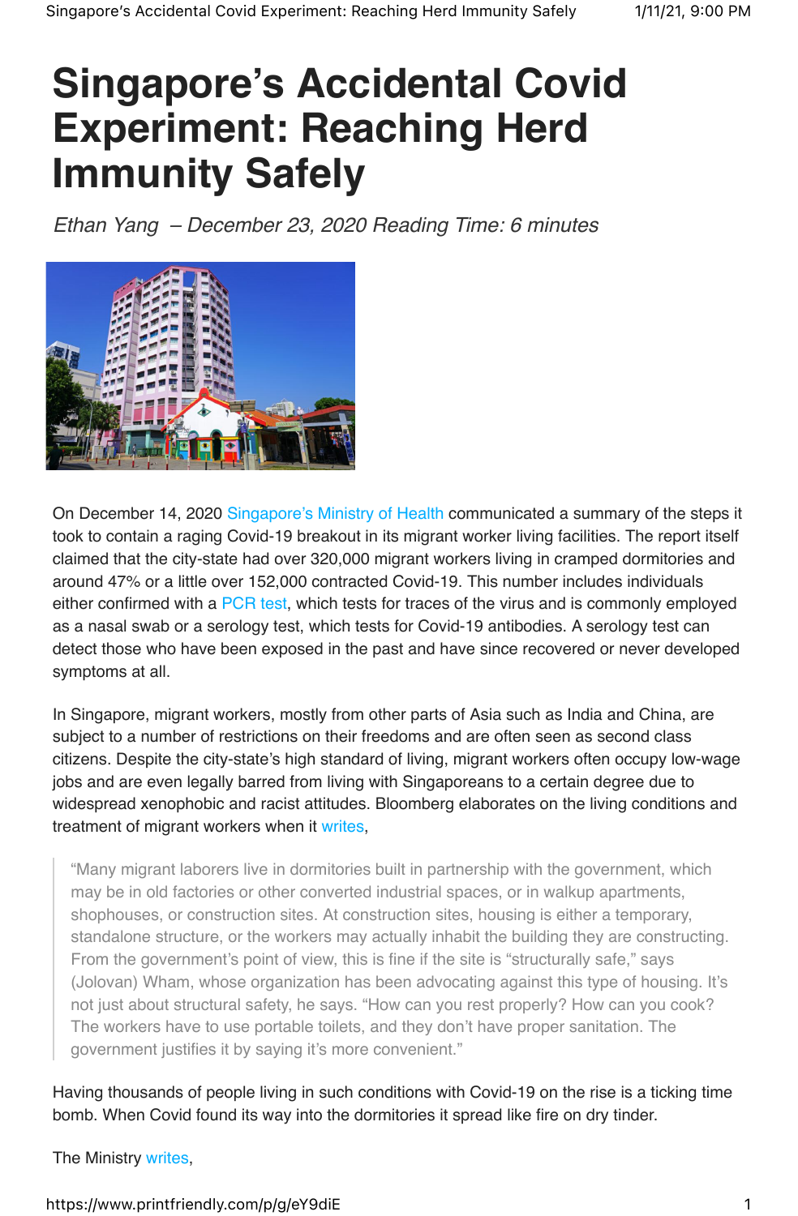# Singapore's Accidental Covid Experiment: Reaching Herd Immunity Safely

*Ethan Yang – December 23, 2020 Reading Time: 6 minutes*

On December 14, 2020 Singapore's Ministry of Health communicated a summary of the steps it took to contain a raging Covid-19 breakout in its migrant worker living facilities. The report itself claimed that the city-state had over 320,000 migrant workers living in cramped dormitories and around 47% or a little over 152,000 contracted Covid-19. This number includes individuals either confirmed with a PCR test, which tests for traces of the virus and is commonly employed as a nasal swab or a serology test, which tests for Covid-19 antibodies. A serology test can detect those who have been exposed in the past and have since recovered or never developed symptoms at all.

In Singapore, migrant workers, mostly from other parts of Asia such as India and China, are subject to a number of restrictions on their freedoms and are often seen as second class citizens. Despite the city-state's high standard of living, migrant workers often occupy low-wage jobs and are even legally barred from living with Singaporeans to a certain degree due to widespread xenophobic and racist attitudes. Bloomberg elaborates on the living conditions and treatment of migrant workers when it writes,

> "Many migrant laborers live in dormitories built in partnership with the government, which may be in old factories or other converted industrial spaces, or in walkup apartments, shophouses, or construction sites. At construction sites, housing is either a temporary, standalone structure, or the workers may actually inhabit the building they are constructing. From the government's point of view, this is fine if the site is "structurally safe," says (Jolovan) Wham, whose organization has been advocating against this type of housing. It's not just about structural safety, he says. "How can you rest properly? How can you cook? The workers have to use portable toilets, and they don't have proper sanitation. The government justifies it by saying it's more convenient."

Having thousands of people living in such conditions with Covid-19 on the rise is a ticking time bomb. When Covid found its way into the dormitories it spread like fire on dry tinder.

The Ministry writes,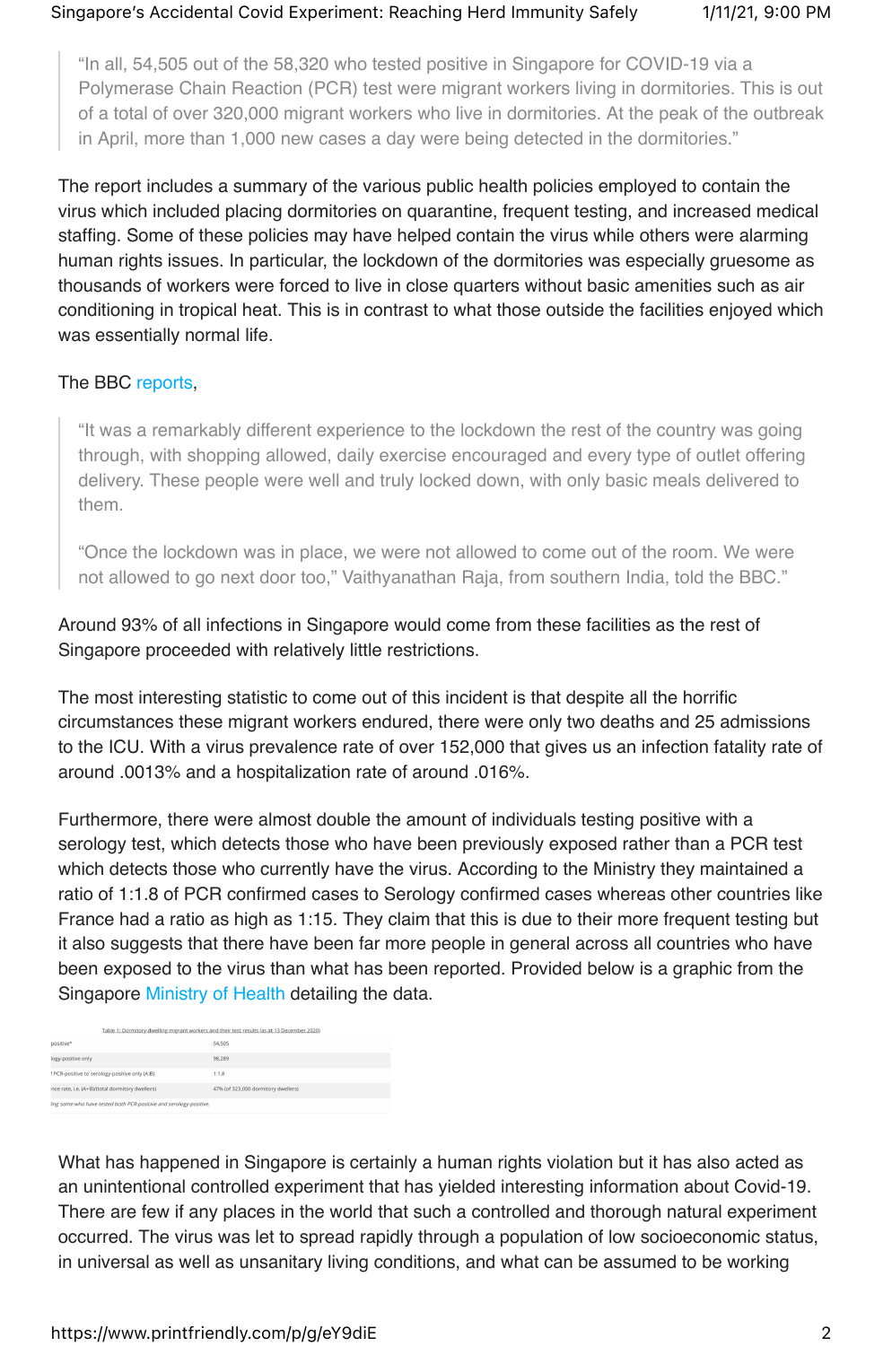> "In all, 54,505 out of the 58,320 who tested positive in Singapore for COVID-19 via a Polymerase Chain Reaction (PCR) test were migrant workers living in dormitories. This is out of a total of over 320,000 migrant workers who live in dormitories. At the peak of the outbreak in April, more than 1,000 new cases a day were being detected in the dormitories."

The report includes a summary of the various public health policies employed to contain the virus which included placing dormitories on quarantine, frequent testing, and increased medical staffing. Some of these policies may have helped contain the virus while others were alarming human rights issues. In particular, the lockdown of the dormitories was especially gruesome as thousands of workers were forced to live in close quarters without basic amenities such as air conditioning in tropical heat. This is in contrast to what those outside the facilities enjoyed which was essentially normal life.

The BBC reports,

> "It was a remarkably different experience to the lockdown the rest of the country was going through, with shopping allowed, daily exercise encouraged and every type of outlet offering delivery. These people were well and truly locked down, with only basic meals delivered to them.
>
> "Once the lockdown was in place, we were not allowed to come out of the room. We were not allowed to go next door too," Vaithyanathan Raja, from southern India, told the BBC."

Around 93% of all infections in Singapore would come from these facilities as the rest of Singapore proceeded with relatively little restrictions.

The most interesting statistic to come out of this incident is that despite all the horrific circumstances these migrant workers endured, there were only two deaths and 25 admissions to the ICU. With a virus prevalence rate of over 152,000 that gives us an infection fatality rate of around .0013% and a hospitalization rate of around .016%.

Furthermore, there were almost double the amount of individuals testing positive with a serology test, which detects those who have been previously exposed rather than a PCR test which detects those who currently have the virus. According to the Ministry they maintained a ratio of 1:1.8 of PCR confirmed cases to Serology confirmed cases whereas other countries like France had a ratio as high as 1:15. They claim that this is due to their more frequent testing but it also suggests that there have been far more people in general across all countries who have been exposed to the virus than what has been reported. Provided below is a graphic from the Singapore Ministry of Health detailing the data.

Table 1: Dormitory-dwelling migrant workers and their test results (as at 13 December 2020)

| | |
|---|---|
| positive* | 54,505 |
| logy-positive only | 98,289 |
| f PCR-positive to serology-positive only (A:B) | 1:1.8 |
| nce rate, i.e. (A+B)/total dormitory dwellers) | 47% (of 323,000 dormitory dwellers) |

ling some who have tested both PCR-positive and serology-positive.

What has happened in Singapore is certainly a human rights violation but it has also acted as an unintentional controlled experiment that has yielded interesting information about Covid-19. There are few if any places in the world that such a controlled and thorough natural experiment occurred. The virus was let to spread rapidly through a population of low socioeconomic status, in universal as well as unsanitary living conditions, and what can be assumed to be working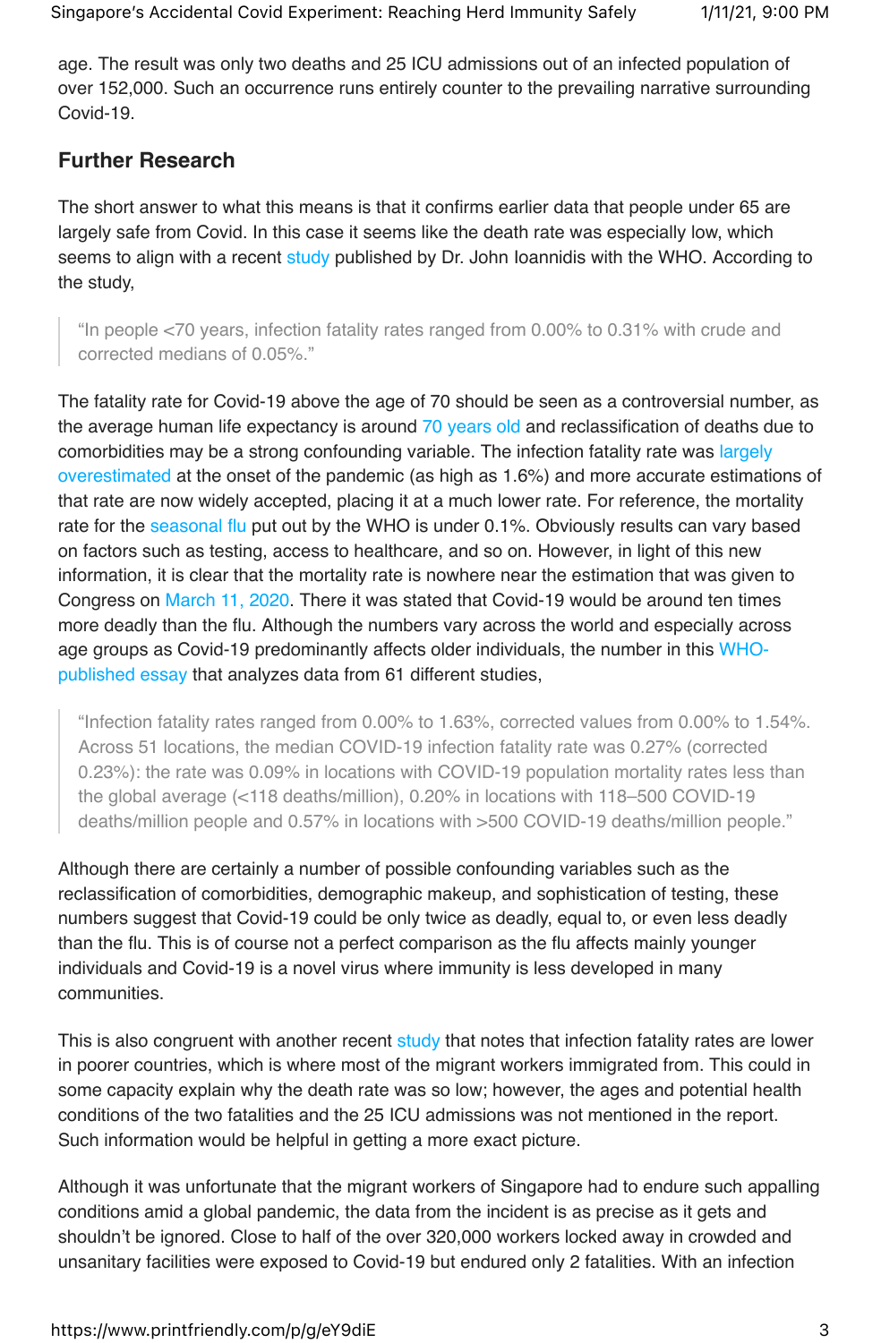age. The result was only two deaths and 25 ICU admissions out of an infected population of over 152,000. Such an occurrence runs entirely counter to the prevailing narrative surrounding Covid-19.

## Further Research

The short answer to what this means is that it confirms earlier data that people under 65 are largely safe from Covid. In this case it seems like the death rate was especially low, which seems to align with a recent study published by Dr. John Ioannidis with the WHO. According to the study,

> "In people <70 years, infection fatality rates ranged from 0.00% to 0.31% with crude and corrected medians of 0.05%."

The fatality rate for Covid-19 above the age of 70 should be seen as a controversial number, as the average human life expectancy is around 70 years old and reclassification of deaths due to comorbidities may be a strong confounding variable. The infection fatality rate was largely overestimated at the onset of the pandemic (as high as 1.6%) and more accurate estimations of that rate are now widely accepted, placing it at a much lower rate. For reference, the mortality rate for the seasonal flu put out by the WHO is under 0.1%. Obviously results can vary based on factors such as testing, access to healthcare, and so on. However, in light of this new information, it is clear that the mortality rate is nowhere near the estimation that was given to Congress on March 11, 2020. There it was stated that Covid-19 would be around ten times more deadly than the flu. Although the numbers vary across the world and especially across age groups as Covid-19 predominantly affects older individuals, the number in this WHO-published essay that analyzes data from 61 different studies,

> "Infection fatality rates ranged from 0.00% to 1.63%, corrected values from 0.00% to 1.54%. Across 51 locations, the median COVID-19 infection fatality rate was 0.27% (corrected 0.23%): the rate was 0.09% in locations with COVID-19 population mortality rates less than the global average (<118 deaths/million), 0.20% in locations with 118–500 COVID-19 deaths/million people and 0.57% in locations with >500 COVID-19 deaths/million people."

Although there are certainly a number of possible confounding variables such as the reclassification of comorbidities, demographic makeup, and sophistication of testing, these numbers suggest that Covid-19 could be only twice as deadly, equal to, or even less deadly than the flu. This is of course not a perfect comparison as the flu affects mainly younger individuals and Covid-19 is a novel virus where immunity is less developed in many communities.

This is also congruent with another recent study that notes that infection fatality rates are lower in poorer countries, which is where most of the migrant workers immigrated from. This could in some capacity explain why the death rate was so low; however, the ages and potential health conditions of the two fatalities and the 25 ICU admissions was not mentioned in the report. Such information would be helpful in getting a more exact picture.

Although it was unfortunate that the migrant workers of Singapore had to endure such appalling conditions amid a global pandemic, the data from the incident is as precise as it gets and shouldn't be ignored. Close to half of the over 320,000 workers locked away in crowded and unsanitary facilities were exposed to Covid-19 but endured only 2 fatalities. With an infection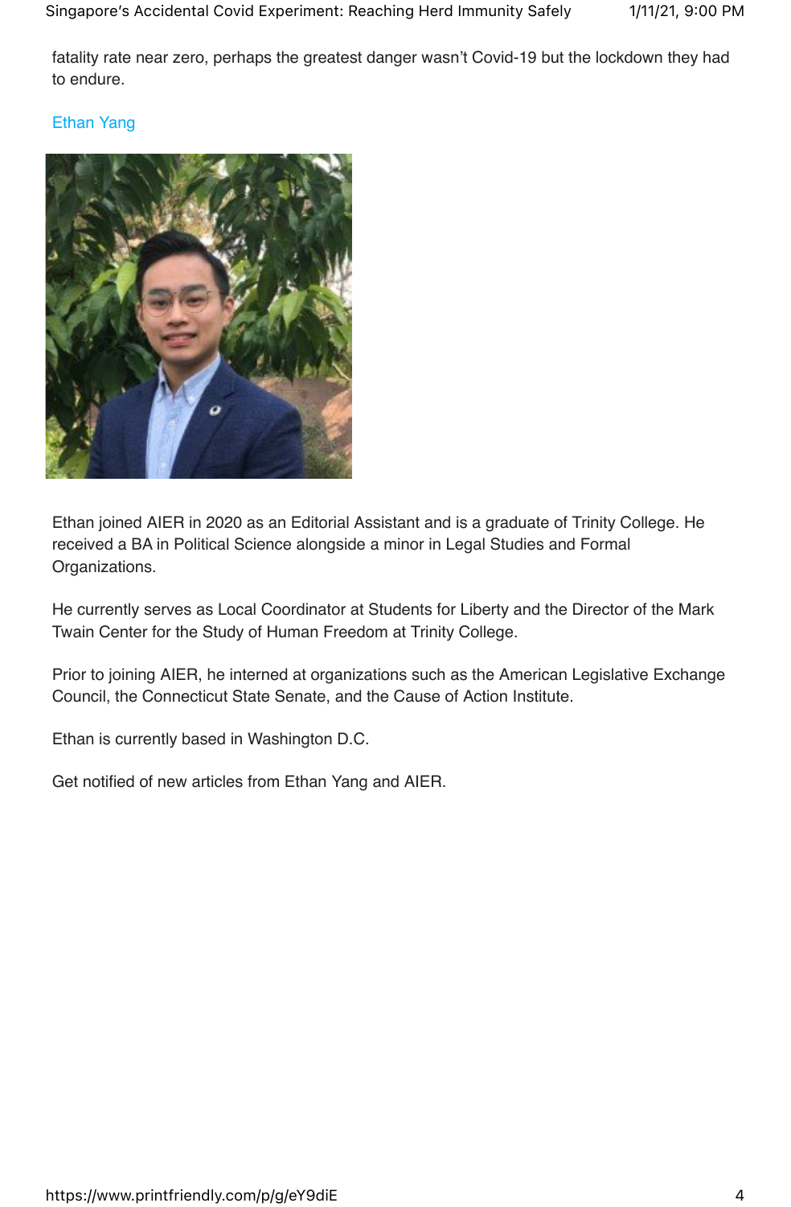fatality rate near zero, perhaps the greatest danger wasn't Covid-19 but the lockdown they had to endure.

Ethan Yang

Ethan joined AIER in 2020 as an Editorial Assistant and is a graduate of Trinity College. He received a BA in Political Science alongside a minor in Legal Studies and Formal Organizations.

He currently serves as Local Coordinator at Students for Liberty and the Director of the Mark Twain Center for the Study of Human Freedom at Trinity College.

Prior to joining AIER, he interned at organizations such as the American Legislative Exchange Council, the Connecticut State Senate, and the Cause of Action Institute.

Ethan is currently based in Washington D.C.

Get notified of new articles from Ethan Yang and AIER.